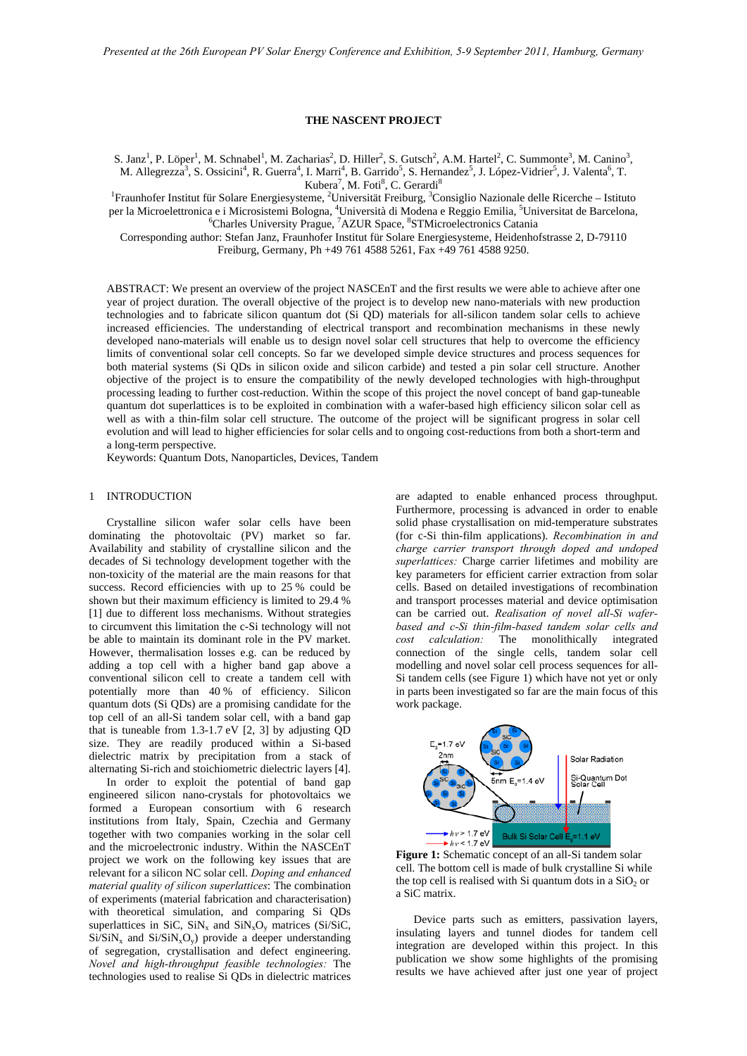# THE NASCENT PROJECT

S. Janz[1], P. Löper[1], M. Schnabel[1], M. Zacharias[2], D. Hiller[2], S. Gutsch[2], A.M. Hartel[2], C. Summonte[3], M. Canino[3], M. Allegrezza[3], S. Ossicini[4], R. Guerra[4], I. Marri[4], B. Garrido[5], S. Hernandez[5], J. López-Vidrier[5], J. Valenta[6], T. Kubera[7], M. Foti[8], C. Gerardi[8]

[1]Fraunhofer Institut für Solare Energiesysteme, [2]Universität Freiburg, [3]Consiglio Nazionale delle Ricerche – Istituto per la Microelettronica e i Microsistemi Bologna, [4]Università di Modena e Reggio Emilia, [5]Universitat de Barcelona, [6]Charles University Prague, [7]AZUR Space, [8]STMicroelectronics Catania

Corresponding author: Stefan Janz, Fraunhofer Institut für Solare Energiesysteme, Heidenhofstrasse 2, D-79110 Freiburg, Germany, Ph +49 761 4588 5261, Fax +49 761 4588 9250.

ABSTRACT: We present an overview of the project NASCEnT and the first results we were able to achieve after one year of project duration. The overall objective of the project is to develop new nano-materials with new production technologies and to fabricate silicon quantum dot (Si QD) materials for all-silicon tandem solar cells to achieve increased efficiencies. The understanding of electrical transport and recombination mechanisms in these newly developed nano-materials will enable us to design novel solar cell structures that help to overcome the efficiency limits of conventional solar cell concepts. So far we developed simple device structures and process sequences for both material systems (Si QDs in silicon oxide and silicon carbide) and tested a pin solar cell structure. Another objective of the project is to ensure the compatibility of the newly developed technologies with high-throughput processing leading to further cost-reduction. Within the scope of this project the novel concept of band gap-tuneable quantum dot superlattices is to be exploited in combination with a wafer-based high efficiency silicon solar cell as well as with a thin-film solar cell structure. The outcome of the project will be significant progress in solar cell evolution and will lead to higher efficiencies for solar cells and to ongoing cost-reductions from both a short-term and a long-term perspective.

Keywords: Quantum Dots, Nanoparticles, Devices, Tandem

## 1 INTRODUCTION

Crystalline silicon wafer solar cells have been dominating the photovoltaic (PV) market so far. Availability and stability of crystalline silicon and the decades of Si technology development together with the non-toxicity of the material are the main reasons for that success. Record efficiencies with up to 25 % could be shown but their maximum efficiency is limited to 29.4 % [1] due to different loss mechanisms. Without strategies to circumvent this limitation the c-Si technology will not be able to maintain its dominant role in the PV market. However, thermalisation losses e.g. can be reduced by adding a top cell with a higher band gap above a conventional silicon cell to create a tandem cell with potentially more than 40 % of efficiency. Silicon quantum dots (Si QDs) are a promising candidate for the top cell of an all-Si tandem solar cell, with a band gap that is tuneable from 1.3-1.7 eV [2, 3] by adjusting QD size. They are readily produced within a Si-based dielectric matrix by precipitation from a stack of alternating Si-rich and stoichiometric dielectric layers [4].

In order to exploit the potential of band gap engineered silicon nano-crystals for photovoltaics we formed a European consortium with 6 research institutions from Italy, Spain, Czechia and Germany together with two companies working in the solar cell and the microelectronic industry. Within the NASCEnT project we work on the following key issues that are relevant for a silicon NC solar cell. *Doping and enhanced material quality of silicon superlattices*: The combination of experiments (material fabrication and characterisation) with theoretical simulation, and comparing Si QDs superlattices in SiC, $SiN_x$ and $SiN_xO_y$ matrices (Si/SiC, Si/$SiN_x$ and Si/$SiN_xO_y$) provide a deeper understanding of segregation, crystallisation and defect engineering. *Novel and high-throughput feasible technologies:* The technologies used to realise Si QDs in dielectric matrices are adapted to enable enhanced process throughput. Furthermore, processing is advanced in order to enable solid phase crystallisation on mid-temperature substrates (for c-Si thin-film applications). *Recombination in and charge carrier transport through doped and undoped superlattices:* Charge carrier lifetimes and mobility are key parameters for efficient carrier extraction from solar cells. Based on detailed investigations of recombination and transport processes material and device optimisation can be carried out. *Realisation of novel all-Si wafer-based and c-Si thin-film-based tandem solar cells and cost calculation:* The monolithically integrated connection of the single solar cells, tandem solar cell modelling and novel solar cell process sequences for all-Si tandem cells (see Figure 1) which have not yet or only in parts been investigated so far are the main focus of this work package.

**Figure 1:** Schematic concept of an all-Si tandem solar cell. The bottom cell is made of bulk crystalline Si while the top cell is realised with Si quantum dots in a $SiO_2$ or a SiC matrix.

Device parts such as emitters, passivation layers, insulating layers and tunnel diodes for tandem cell integration are developed within this project. In this publication we show some highlights of the promising results we have achieved after just one year of project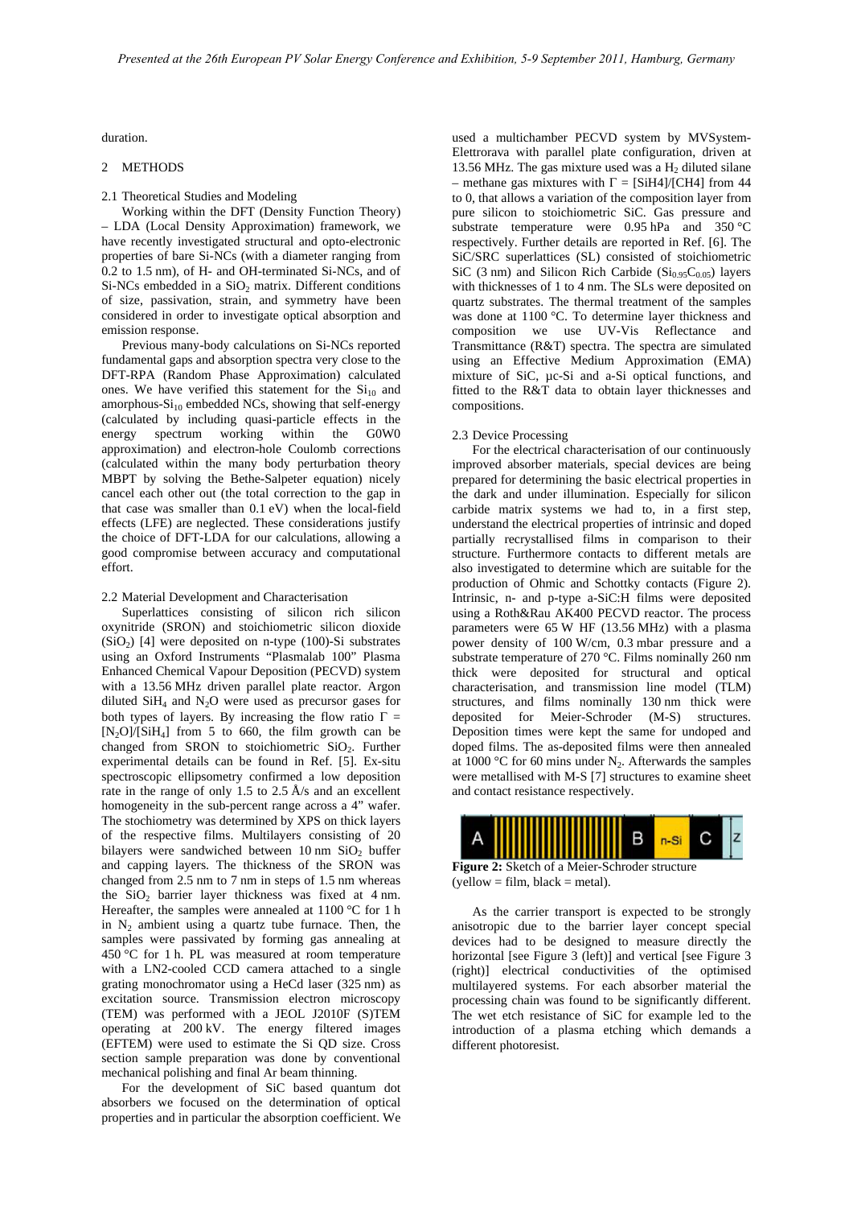duration.

## 2 METHODS

### 2.1 Theoretical Studies and Modeling

Working within the DFT (Density Function Theory) – LDA (Local Density Approximation) framework, we have recently investigated structural and opto-electronic properties of bare Si-NCs (with a diameter ranging from 0.2 to 1.5 nm), of H- and OH-terminated Si-NCs, and of Si-NCs embedded in a $SiO_2$ matrix. Different conditions of size, passivation, strain, and symmetry have been considered in order to investigate optical absorption and emission response.

Previous many-body calculations on Si-NCs reported fundamental gaps and absorption spectra very close to the DFT-RPA (Random Phase Approximation) calculated ones. We have verified this statement for the $Si_{10}$ and amorphous-$Si_{10}$ embedded NCs, showing that self-energy (calculated by including quasi-particle effects in the energy spectrum working within the G0W0 approximation) and electron-hole Coulomb corrections (calculated within the many body perturbation theory MBPT by solving the Bethe-Salpeter equation) nicely cancel each other out (the total correction to the gap in that case was smaller than 0.1 eV) when the local-field effects (LFE) are neglected. These considerations justify the choice of DFT-LDA for our calculations, allowing a good compromise between accuracy and computational effort.

### 2.2 Material Development and Characterisation

Superlattices consisting of silicon rich silicon oxynitride (SRON) and stoichiometric silicon dioxide ($SiO_2$) [4] were deposited on n-type (100)-Si substrates using an Oxford Instruments "Plasmalab 100" Plasma Enhanced Chemical Vapour Deposition (PECVD) system with a 13.56 MHz driven parallel plate reactor. Argon diluted $SiH_4$ and $N_2O$ were used as precursor gases for both types of layers. By increasing the flow ratio $\Gamma = [N_2O]/[SiH_4]$ from 5 to 660, the film growth can be changed from SRON to stoichiometric $SiO_2$. Further experimental details can be found in Ref. [5]. Ex-situ spectroscopic ellipsometry confirmed a low deposition rate in the range of only 1.5 to 2.5 Å/s and an excellent homogeneity in the sub-percent range across a 4" wafer. The stochiometry was determined by XPS on thick layers of the respective films. Multilayers consisting of 20 bilayers were sandwiched between 10 nm $SiO_2$ buffer and capping layers. The thickness of the SRON was changed from 2.5 nm to 7 nm in steps of 1.5 nm whereas the $SiO_2$ barrier layer thickness was fixed at 4 nm. Hereafter, the samples were annealed at 1100 °C for 1 h in $N_2$ ambient using a quartz tube furnace. Then, the samples were passivated by forming gas annealing at 450 °C for 1 h. PL was measured at room temperature with a LN2-cooled CCD camera attached to a single grating monochromator using a HeCd laser (325 nm) as excitation source. Transmission electron microscopy (TEM) was performed with a JEOL J2010F (S)TEM operating at 200 kV. The energy filtered images (EFTEM) were used to estimate the Si QD size. Cross section sample preparation was done by conventional mechanical polishing and final Ar beam thinning.

For the development of SiC based quantum dot absorbers we focused on the determination of optical properties and in particular the absorption coefficient. We used a multichamber PECVD system by MVSystem-Elettrorava with parallel plate configuration, driven at 13.56 MHz. The gas mixture used was a $H_2$ diluted silane – methane gas mixtures with $\Gamma = [SiH4]/[CH4]$ from 44 to 0, that allows a variation of the composition layer from pure silicon to stoichiometric SiC. Gas pressure and substrate temperature were 0.95 hPa and 350 °C respectively. Further details are reported in Ref. [6]. The SiC/SRC superlattices (SL) consisted of stoichiometric SiC (3 nm) and Silicon Rich Carbide ($Si_{0.95}C_{0.05}$) layers with thicknesses of 1 to 4 nm. The SLs were deposited on quartz substrates. The thermal treatment of the samples was done at 1100 °C. To determine layer thickness and composition we use UV-Vis Reflectance and Transmittance (R&T) spectra. The spectra are simulated using an Effective Medium Approximation (EMA) mixture of SiC, µc-Si and a-Si optical functions, and fitted to the R&T data to obtain layer thicknesses and compositions.

### 2.3 Device Processing

For the electrical characterisation of our continuously improved absorber materials, special devices are being prepared for determining the basic electrical properties in the dark and under illumination. Especially for silicon carbide matrix systems we had to, in a first step, understand the electrical properties of intrinsic and doped partially recrystallised films in comparison to their structure. Furthermore contacts to different metals are also investigated to determine which are suitable for the production of Ohmic and Schottky contacts (Figure 2). Intrinsic, n- and p-type a-SiC:H films were deposited using a Roth&Rau AK400 PECVD reactor. The process parameters were 65 W HF (13.56 MHz) with a plasma power density of 100 W/cm, 0.3 mbar pressure and a substrate temperature of 270 °C. Films nominally 260 nm thick were deposited for structural and optical characterisation, and transmission line model (TLM) structures, and films nominally 130 nm thick were deposited for Meier-Schroder (M-S) structures. Deposition times were kept the same for undoped and doped films. The as-deposited films were then annealed at 1000 °C for 60 mins under $N_2$. Afterwards the samples were metallised with M-S [7] structures to examine sheet and contact resistance respectively.

**Figure 2:** Sketch of a Meier-Schroder structure (yellow = film, black = metal).

As the carrier transport is expected to be strongly anisotropic due to the barrier layer concept special devices had to be designed to measure directly the horizontal [see Figure 3 (left)] and vertical [see Figure 3 (right)] electrical conductivities of the optimised multilayered systems. For each absorber material the processing chain was found to be significantly different. The wet etch resistance of SiC for example led to the introduction of a plasma etching which demands a different photoresist.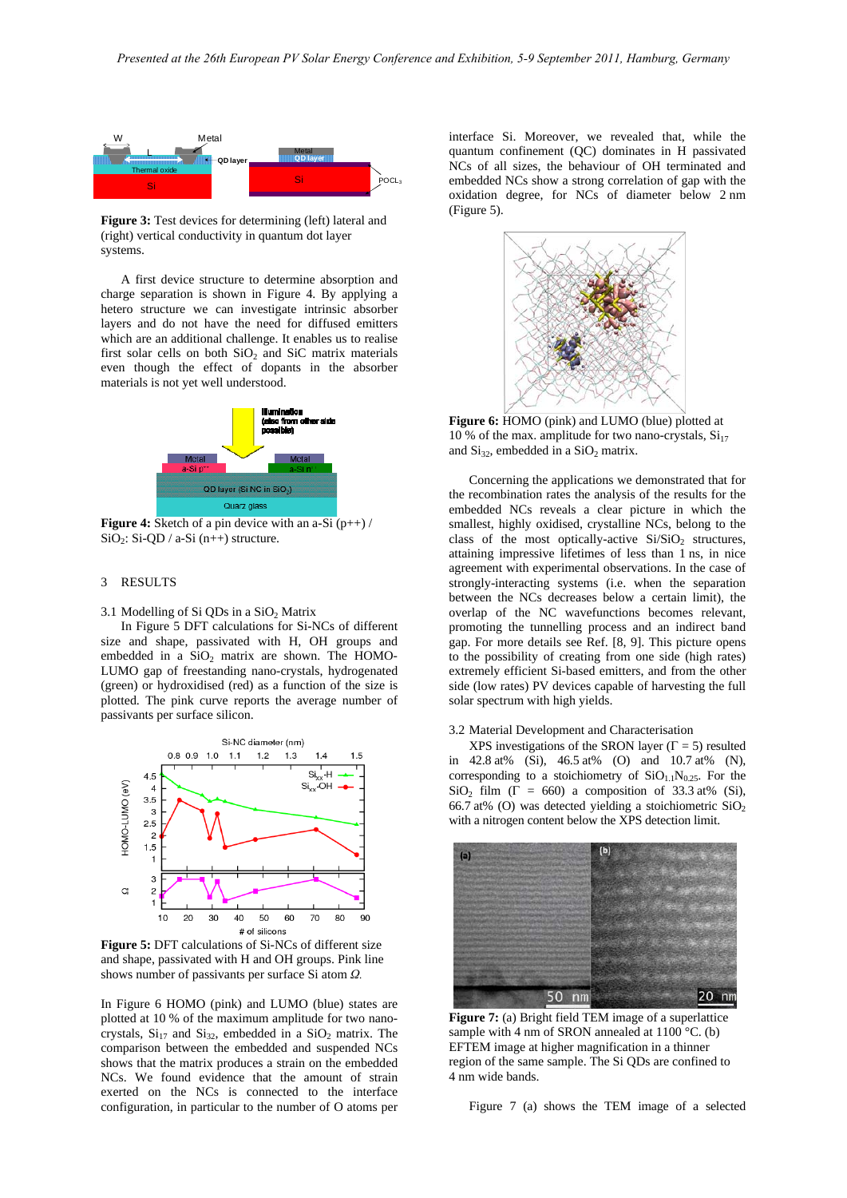**Figure 3:** Test devices for determining (left) lateral and (right) vertical conductivity in quantum dot layer systems.

A first device structure to determine absorption and charge separation is shown in Figure 4. By applying a hetero structure we can investigate intrinsic absorber layers and do not have the need for diffused emitters which are an additional challenge. It enables us to realise first solar cells on both $SiO_2$ and SiC matrix materials even though the effect of dopants in the absorber materials is not yet well understood.

**Figure 4:** Sketch of a pin device with an a-Si (p++) / $SiO_2$: Si-QD / a-Si (n++) structure.

## 3 RESULTS

### 3.1 Modelling of Si QDs in a $SiO_2$ Matrix

In Figure 5 DFT calculations for Si-NCs of different size and shape, passivated with H, OH groups and embedded in a $SiO_2$ matrix are shown. The HOMO-LUMO gap of freestanding nano-crystals, hydrogenated (green) or hydroxidised (red) as a function of the size is plotted. The pink curve reports the average number of passivants per surface silicon.

**Figure 5:** DFT calculations of Si-NCs of different size and shape, passivated with H and OH groups. Pink line shows number of passivants per surface Si atom *Ω*.

In Figure 6 HOMO (pink) and LUMO (blue) states are plotted at 10 % of the maximum amplitude for two nano-crystals, $Si_{17}$ and $Si_{32}$, embedded in a $SiO_2$ matrix. The comparison between the embedded and suspended NCs shows that the matrix produces a strain on the embedded NCs. We found evidence that the amount of strain exerted on the NCs is connected to the interface configuration, in particular to the number of O atoms per interface Si. Moreover, we revealed that, while the quantum confinement (QC) dominates in H passivated NCs of all sizes, the behaviour of OH terminated and embedded NCs show a strong correlation of gap with the oxidation degree, for NCs of diameter below 2 nm (Figure 5).

**Figure 6:** HOMO (pink) and LUMO (blue) plotted at 10 % of the max. amplitude for two nano-crystals, $Si_{17}$ and $Si_{32}$, embedded in a $SiO_2$ matrix.

Concerning the applications we demonstrated that for the recombination rates the analysis of the results for the embedded NCs reveals a clear picture in which the smallest, highly oxidised, crystalline NCs, belong to the class of the most optically-active $Si/SiO_2$ structures, attaining impressive lifetimes of less than 1 ns, in nice agreement with experimental observations. In the case of strongly-interacting systems (i.e. when the separation between the NCs decreases below a certain limit), the overlap of the NC wavefunctions becomes relevant, promoting the tunnelling process and an indirect band gap. For more details see Ref. [8, 9]. This picture opens to the possibility of creating from one side (high rates) extremely efficient Si-based emitters, and from the other side (low rates) PV devices capable of harvesting the full solar spectrum with high yields.

### 3.2 Material Development and Characterisation

XPS investigations of the SRON layer ($\Gamma = 5$) resulted in 42.8 at% (Si), 46.5 at% (O) and 10.7 at% (N), corresponding to a stoichiometry of $SiO_{1.1}N_{0.25}$. For the $SiO_2$ film ($\Gamma = 660$) a composition of 33.3 at% (Si), 66.7 at% (O) was detected yielding a stoichiometric $SiO_2$ with a nitrogen content below the XPS detection limit.

**Figure 7:** (a) Bright field TEM image of a superlattice sample with 4 nm of SRON annealed at 1100 °C. (b) EFTEM image at higher magnification in a thinner region of the same sample. The Si QDs are confined to 4 nm wide bands.

Figure 7 (a) shows the TEM image of a selected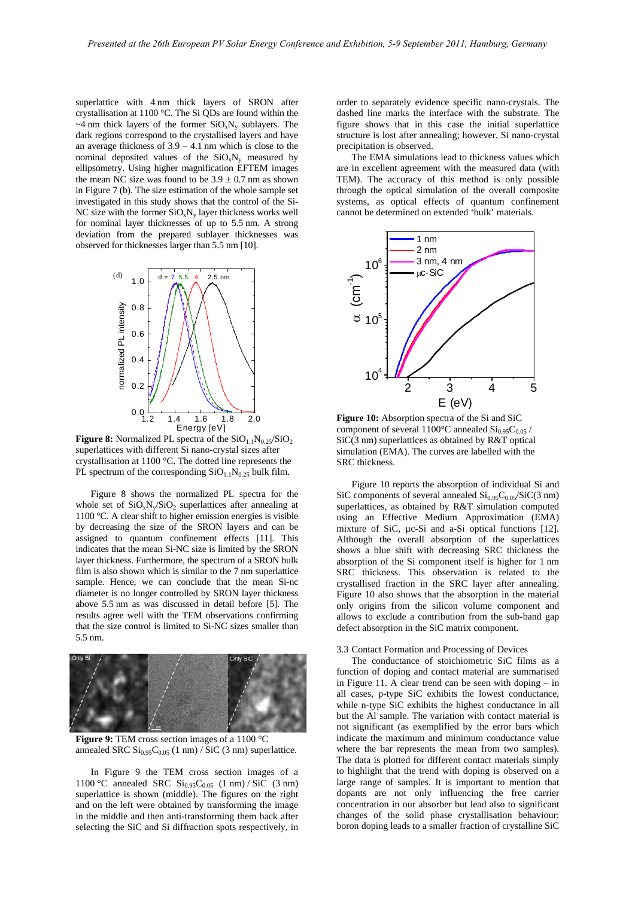superlattice with 4 nm thick layers of SRON after crystallisation at 1100 °C. The Si QDs are found within the ~4 nm thick layers of the former $SiO_xN_y$ sublayers. The dark regions correspond to the crystallised layers and have an average thickness of 3.9 – 4.1 nm which is close to the nominal deposited values of the $SiO_xN_y$ measured by ellipsometry. Using higher magnification EFTEM images the mean NC size was found to be 3.9 ± 0.7 nm as shown in Figure 7 (b). The size estimation of the whole sample set investigated in this study shows that the control of the Si-NC size with the former $SiO_xN_y$ layer thickness works well for nominal layer thicknesses of up to 5.5 nm. A strong deviation from the prepared sublayer thicknesses was observed for thicknesses larger than 5.5 nm [10].

**Figure 8:** Normalized PL spectra of the $SiO_{1.1}N_{0.25}/SiO_2$ superlattices with different Si nano-crystal sizes after crystallisation at 1100 °C. The dotted line represents the PL spectrum of the corresponding $SiO_{1.1}N_{0.25}$ bulk film.

Figure 8 shows the normalized PL spectra for the whole set of $SiO_xN_y/SiO_2$ superlattices after annealing at 1100 °C. A clear shift to higher emission energies is visible by decreasing the size of the SRON layers and can be assigned to quantum confinement effects [11]. This indicates that the mean Si-NC size is limited by the SRON layer thickness. Furthermore, the spectrum of a SRON bulk film is also shown which is similar to the 7 nm superlattice sample. Hence, we can conclude that the mean Si-nc diameter is no longer controlled by SRON layer thickness above 5.5 nm as was discussed in detail before [5]. The results agree well with the TEM observations confirming that the size control is limited to Si-NC sizes smaller than 5.5 nm.

**Figure 9:** TEM cross section images of a 1100 °C annealed SRC $Si_{0.95}C_{0.05}$ (1 nm) / SiC (3 nm) superlattice.

In Figure 9 the TEM cross section images of a 1100 °C annealed SRC $Si_{0.95}C_{0.05}$ (1 nm) / SiC (3 nm) superlattice is shown (middle). The figures on the right and on the left were obtained by transforming the image in the middle and then anti-transforming them back after selecting the SiC and Si diffraction spots respectively, in order to separately evidence specific nano-crystals. The dashed line marks the interface with the substrate. The figure shows that in this case the initial superlattice structure is lost after annealing; however, Si nano-crystal precipitation is observed.

The EMA simulations lead to thickness values which are in excellent agreement with the measured data (with TEM). The accuracy of this method is only possible through the optical simulation of the overall composite systems, as optical effects of quantum confinement cannot be determined on extended 'bulk' materials.

**Figure 10:** Absorption spectra of the Si and SiC component of several 1100°C annealed $Si_{0.95}C_{0.05}$ / SiC(3 nm) superlattices as obtained by R&T optical simulation (EMA). The curves are labelled with the SRC thickness.

Figure 10 reports the absorption of individual Si and SiC components of several annealed $Si_{0.95}C_{0.05}$/SiC(3 nm) superlattices, as obtained by R&T simulation computed using an Effective Medium Approximation (EMA) mixture of SiC, µc-Si and a-Si optical functions [12]. Although the overall absorption of the superlattices shows a blue shift with decreasing SRC thickness the absorption of the Si component itself is higher for 1 nm SRC thickness. This observation is related to the crystallised fraction in the SRC layer after annealing. Figure 10 also shows that the absorption in the material only origins from the silicon volume component and allows to exclude a contribution from the sub-band gap defect absorption in the SiC matrix component.

### 3.3 Contact Formation and Processing of Devices

The conductance of stoichiometric SiC films as a function of doping and contact material are summarised in Figure 11. A clear trend can be seen with doping – in all cases, p-type SiC exhibits the lowest conductance, while n-type SiC exhibits the highest conductance in all but the Al sample. The variation with contact material is not significant (as exemplified by the error bars which indicate the maximum and minimum conductance value where the bar represents the mean from two samples). The data is plotted for different contact materials simply to highlight that the trend with doping is observed on a large range of samples. It is important to mention that dopants are not only influencing the free carrier concentration in our absorber but lead also to significant changes of the solid phase crystallisation behaviour: boron doping leads to a smaller fraction of crystalline SiC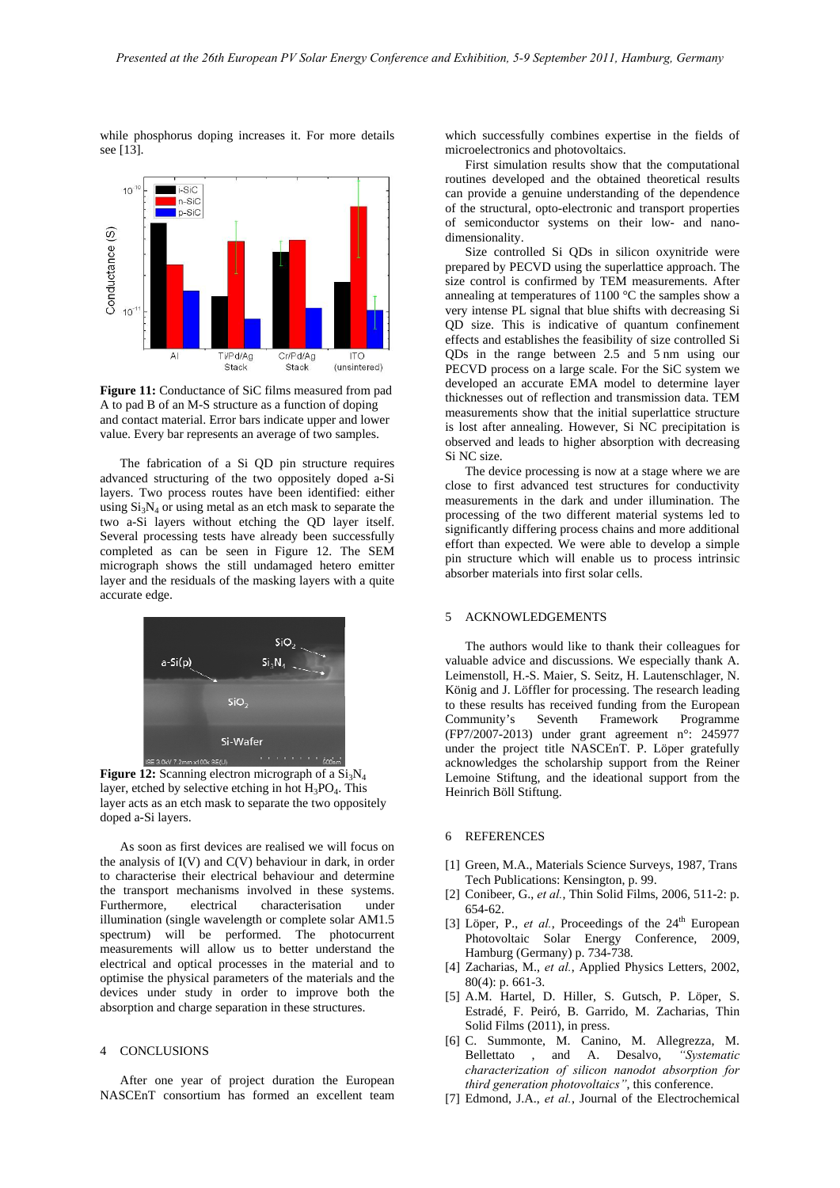while phosphorus doping increases it. For more details see [13].

**Figure 11:** Conductance of SiC films measured from pad A to pad B of an M-S structure as a function of doping and contact material. Error bars indicate upper and lower value. Every bar represents an average of two samples.

The fabrication of a Si QD pin structure requires advanced structuring of the two oppositely doped a-Si layers. Two process routes have been identified: either using $Si_3N_4$ or using metal as an etch mask to separate the two a-Si layers without etching the QD layer itself. Several processing tests have already been successfully completed as can be seen in Figure 12. The SEM micrograph shows the still undamaged hetero emitter layer and the residuals of the masking layers with a quite accurate edge.

**Figure 12:** Scanning electron micrograph of a $Si_3N_4$ layer, etched by selective etching in hot $H_3PO_4$. This layer acts as an etch mask to separate the two oppositely doped a-Si layers.

As soon as first devices are realised we will focus on the analysis of I(V) and C(V) behaviour in dark, in order to characterise their electrical behaviour and determine the transport mechanisms involved in these systems. Furthermore, electrical characterisation under illumination (single wavelength or complete solar AM1.5 spectrum) will be performed. The photocurrent measurements will allow us to better understand the electrical and optical processes in the material and to optimise the physical parameters of the materials and the devices under study in order to improve both the absorption and charge separation in these structures.

## 4 CONCLUSIONS

After one year of project duration the European NASCEnT consortium has formed an excellent team which successfully combines expertise in the fields of microelectronics and photovoltaics.

First simulation results show that the computational routines developed and the obtained theoretical results can provide a genuine understanding of the dependence of the structural, opto-electronic and transport properties of semiconductor systems on their low- and nano-dimensionality.

Size controlled Si QDs in silicon oxynitride were prepared by PECVD using the superlattice approach. The size control is confirmed by TEM measurements. After annealing at temperatures of 1100 °C the samples show a very intense PL signal that blue shifts with decreasing Si QD size. This is indicative of quantum confinement effects and establishes the feasibility of size controlled Si QDs in the range between 2.5 and 5 nm using our PECVD process on a large scale. For the SiC system we developed an accurate EMA model to determine layer thicknesses out of reflection and transmission data. TEM measurements show that the initial superlattice structure is lost after annealing. However, Si NC precipitation is observed and leads to higher absorption with decreasing Si NC size.

The device processing is now at a stage where we are close to first advanced test structures for conductivity measurements in the dark and under illumination. The processing of the two different material systems led to significantly differing process chains and more additional effort than expected. We were able to develop a simple pin structure which will enable us to process intrinsic absorber materials into first solar cells.

## 5 ACKNOWLEDGEMENTS

The authors would like to thank their colleagues for valuable advice and discussions. We especially thank A. Leimenstoll, H.-S. Maier, S. Seitz, H. Lautenschlager, N. König and J. Löffler for processing. The research leading to these results has received funding from the European Community's Seventh Framework Programme (FP7/2007-2013) under grant agreement n°: 245977 under the project title NASCEnT. P. Löper gratefully acknowledges the scholarship support from the Reiner Lemoine Stiftung, and the ideational support from the Heinrich Böll Stiftung.

## 6 REFERENCES

[1] Green, M.A., Materials Science Surveys, 1987, Trans Tech Publications: Kensington, p. 99.

[2] Conibeer, G., *et al.*, Thin Solid Films, 2006, 511-2: p. 654-62.

[3] Löper, P., *et al.*, Proceedings of the 24th European Photovoltaic Solar Energy Conference, 2009, Hamburg (Germany) p. 734-738.

[4] Zacharias, M., *et al.*, Applied Physics Letters, 2002, 80(4): p. 661-3.

[5] A.M. Hartel, D. Hiller, S. Gutsch, P. Löper, S. Estradé, F. Peiró, B. Garrido, M. Zacharias, Thin Solid Films (2011), in press.

[6] C. Summonte, M. Canino, M. Allegrezza, M. Bellettato , and A. Desalvo, *"Systematic characterization of silicon nanodot absorption for third generation photovoltaics"*, this conference.

[7] Edmond, J.A., *et al.*, Journal of the Electrochemical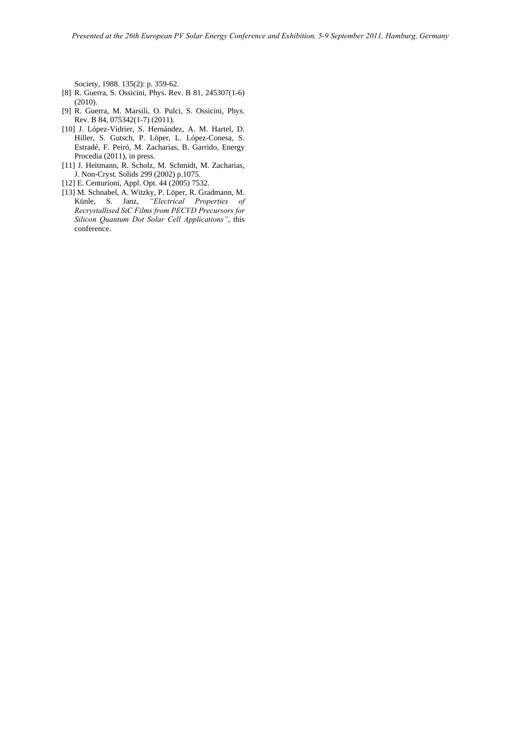Society, 1988. 135(2): p. 359-62.

[8] R. Guerra, S. Ossicini, Phys. Rev. B 81, 245307(1-6) (2010).

[9] R. Guerra, M. Marsili, O. Pulci, S. Ossicini, Phys. Rev. B 84, 075342(1-7) (2011).

[10] J. López-Vidrier, S. Hernández, A. M. Hartel, D. Hiller, S. Gutsch, P. Löper, L. López-Conesa, S. Estradé, F. Peiró, M. Zacharias, B. Garrido, Energy Procedia (2011), in press.

[11] J. Heitmann, R. Scholz, M. Schmidt, M. Zacharias, J. Non-Cryst. Solids 299 (2002) p.1075.

[12] E. Centurioni, Appl. Opt. 44 (2005) 7532.

[13] M. Schnabel, A. Witzky, P. Löper, R. Gradmann, M. Künle, S. Janz, *"Electrical Properties of Recrystallised SiC Films from PECVD Precursors for Silicon Quantum Dot Solar Cell Applications"*, this conference.